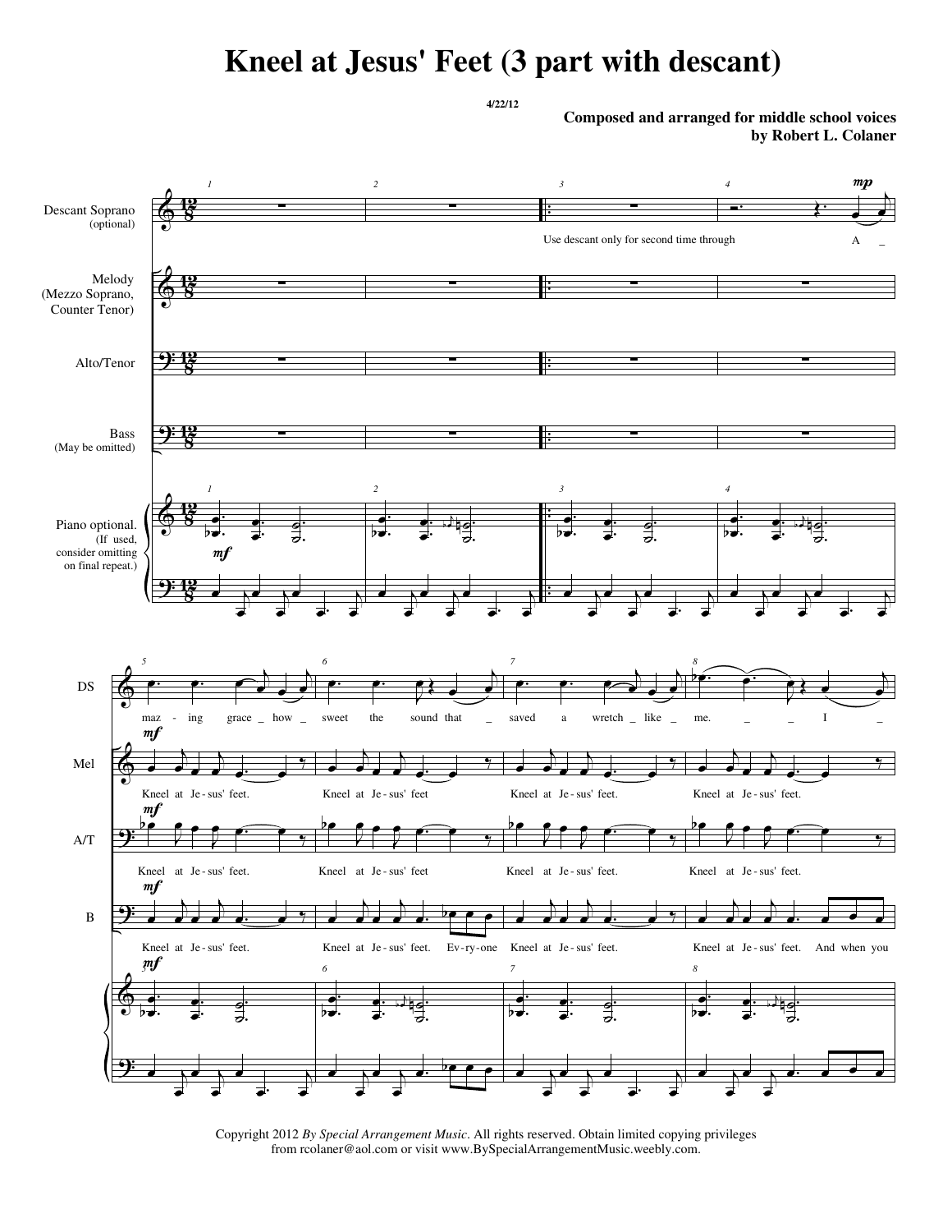# Kneel at Jesus' Feet (3 part with descant)

4/22/12

**Composed and arranged for middle school voices**
**by Robert L. Colaner**

Copyright 2012 *By Special Arrangement Music*. All rights reserved. Obtain limited copying privileges from rcolaner@aol.com or visit www.BySpecialArrangementMusic.weebly.com.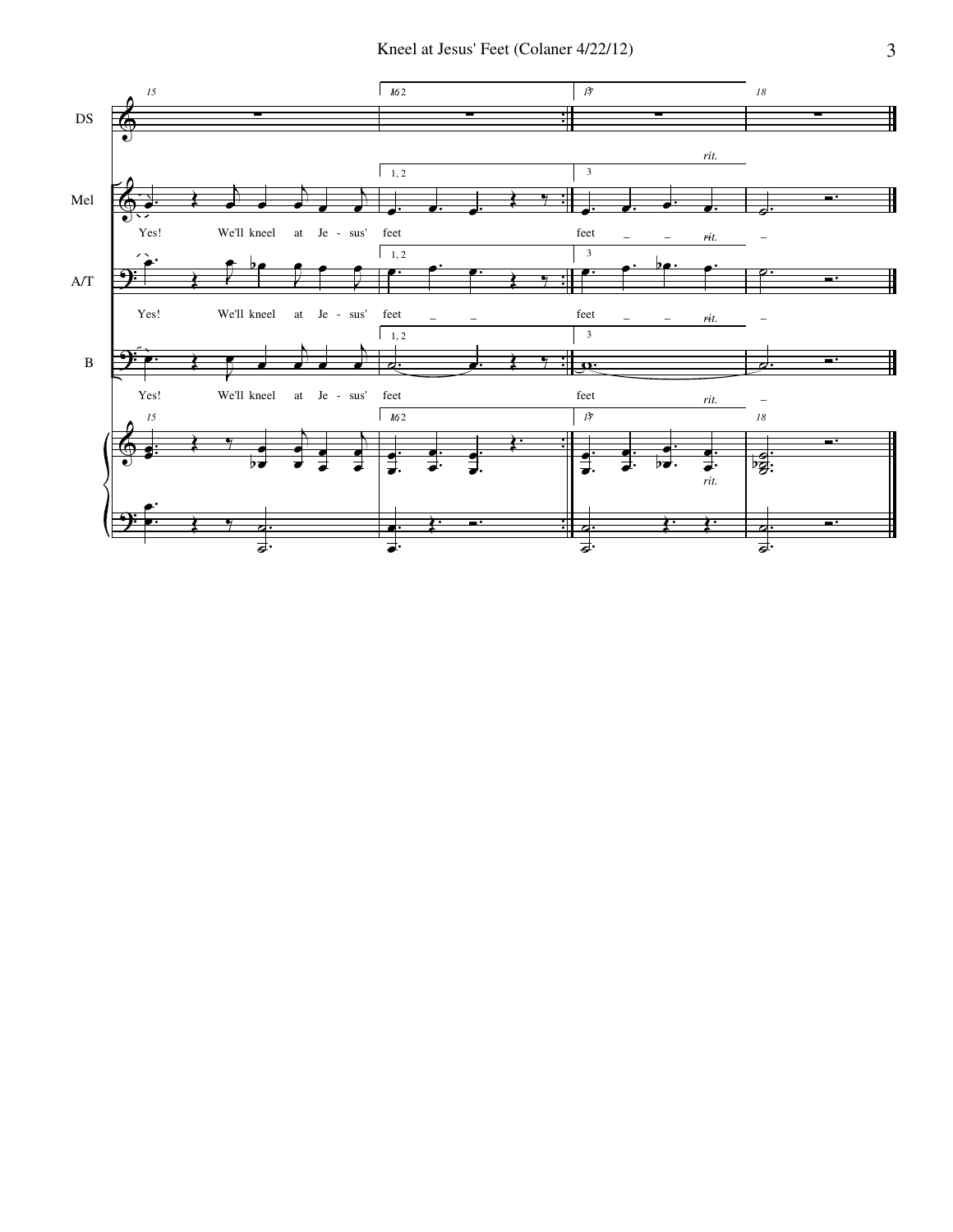DS

Mel

Yes! We'll kneel at Je - sus' feet

feet _ _ _

*rit.*

A/T

Yes! We'll kneel at Je - sus' feet _ _

feet _ _ _

*rit.*

B

Yes! We'll kneel at Je - sus' feet

feet _

*rit.*